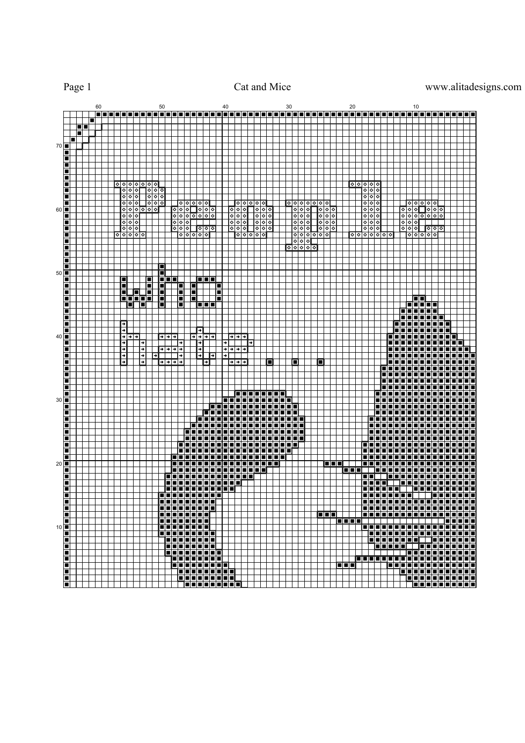# Cat and Mice

www.alitadesigns.com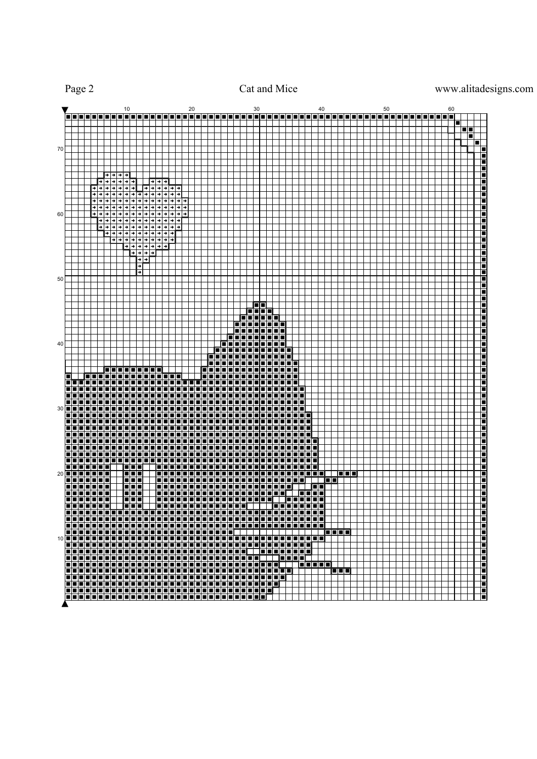10 20 30 40 50 60

70

60

50

40

30

20

10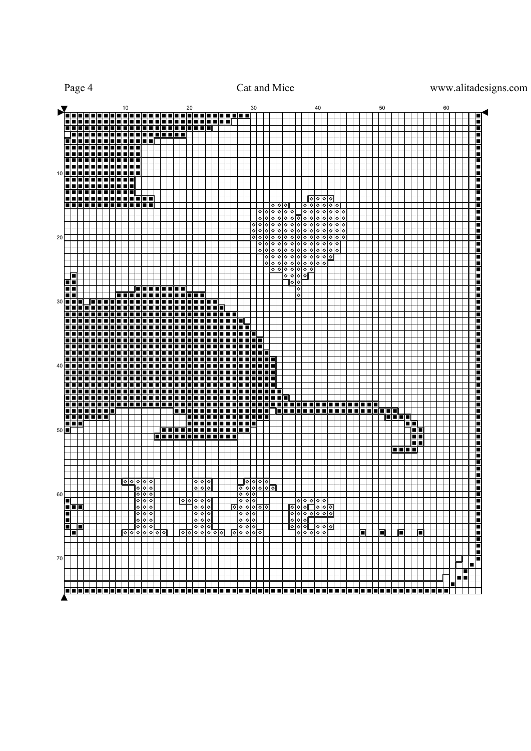# Cat and Mice

www.alitadesigns.com

10 20 30 40 50 60

10 20 30 40 50 60 70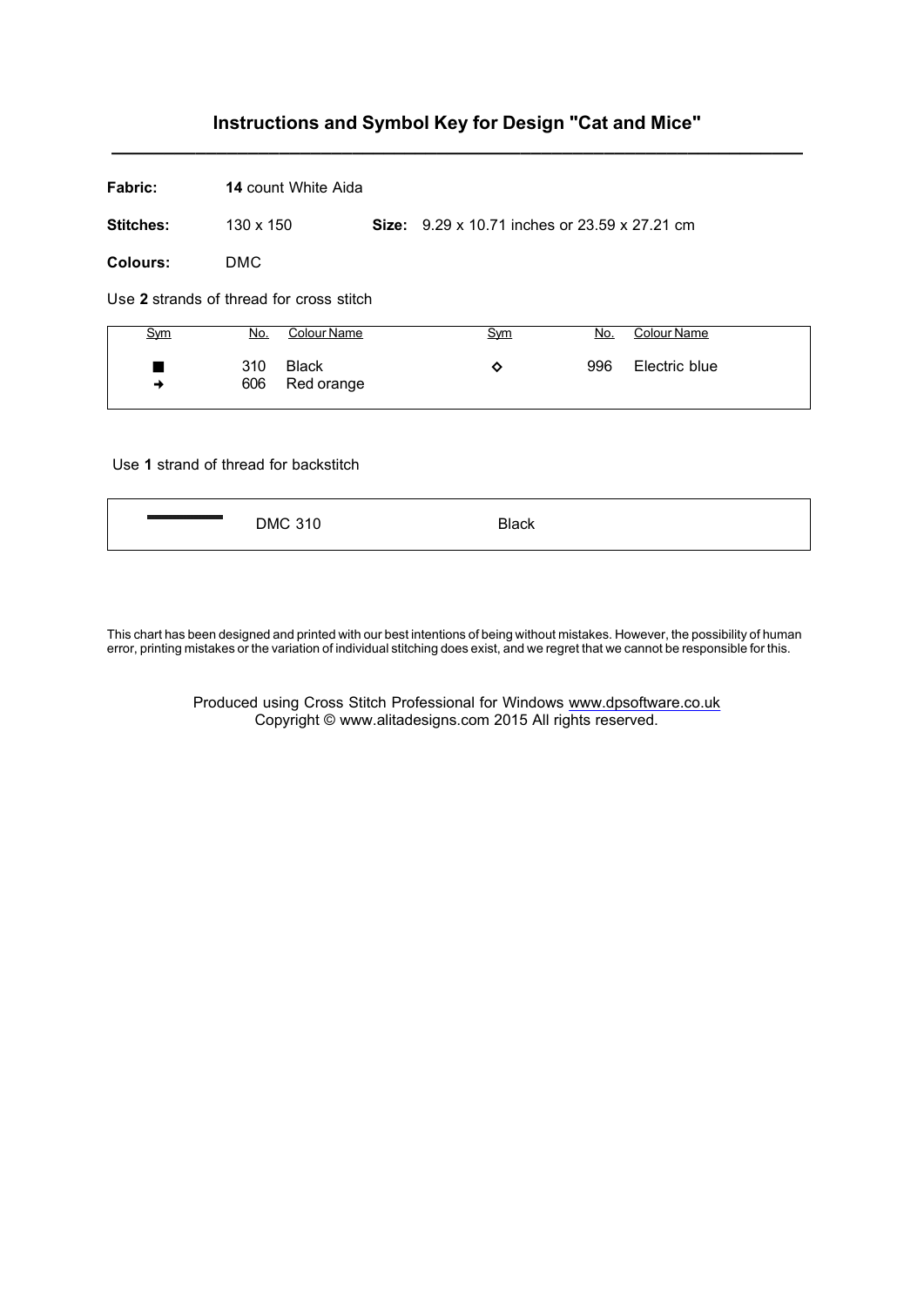## Instructions and Symbol Key for Design "Cat and Mice"

**Fabric:** **14** count White Aida

**Stitches:** 130 x 150 **Size:** 9.29 x 10.71 inches or 23.59 x 27.21 cm

**Colours:** DMC

Use **2** strands of thread for cross stitch

| Sym | No. | Colour Name | Sym | No. | Colour Name |
|---|---|---|---|---|---|
| ■ | 310 | Black | ◇ | 996 | Electric blue |
| ➔ | 606 | Red orange | | | |

Use **1** strand of thread for backstitch

| | | |
|---|---|---|
| ▬▬▬ | DMC 310 | Black |

This chart has been designed and printed with our best intentions of being without mistakes. However, the possibility of human error, printing mistakes or the variation of individual stitching does exist, and we regret that we cannot be responsible for this.

Produced using Cross Stitch Professional for Windows www.dpsoftware.co.uk
Copyright © www.alitadesigns.com 2015 All rights reserved.